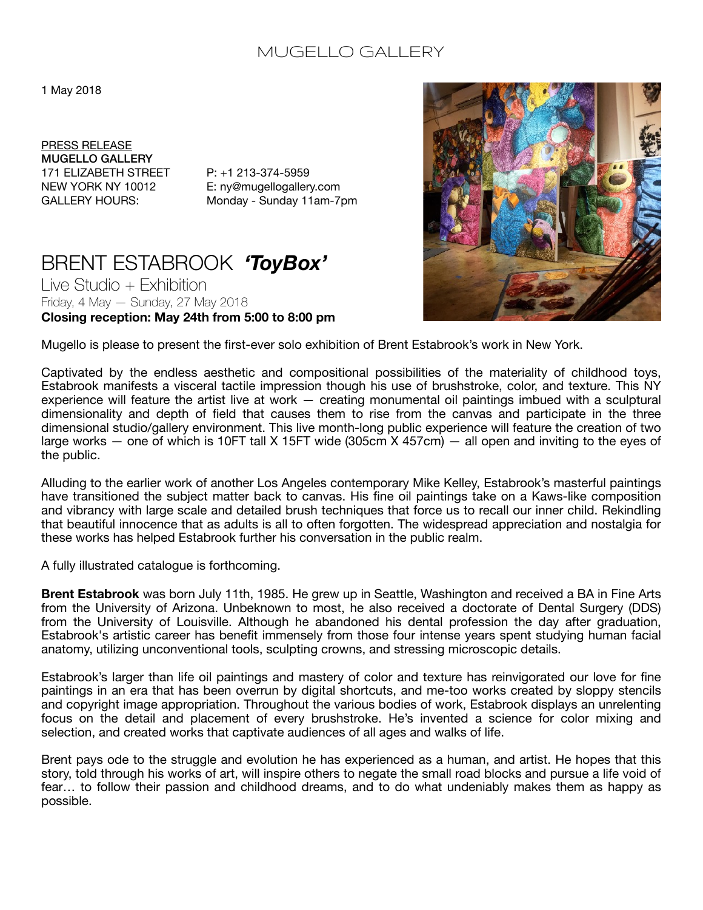MUGELLO GALLERY

1 May 2018

PRESS RELEASE
**MUGELLO GALLERY**
171 ELIZABETH STREET
NEW YORK NY 10012
GALLERY HOURS:

P: +1 213-374-5959
E: ny@mugellogallery.com
Monday - Sunday 11am-7pm

# BRENT ESTABROOK ***'ToyBox'***

## Live Studio + Exhibition

Friday, 4 May — Sunday, 27 May 2018

**Closing reception: May 24th from 5:00 to 8:00 pm**

Mugello is please to present the first-ever solo exhibition of Brent Estabrook's work in New York.

Captivated by the endless aesthetic and compositional possibilities of the materiality of childhood toys, Estabrook manifests a visceral tactile impression though his use of brushstroke, color, and texture. This NY experience will feature the artist live at work — creating monumental oil paintings imbued with a sculptural dimensionality and depth of field that causes them to rise from the canvas and participate in the three dimensional studio/gallery environment. This live month-long public experience will feature the creation of two large works — one of which is 10FT tall X 15FT wide (305cm X 457cm) — all open and inviting to the eyes of the public.

Alluding to the earlier work of another Los Angeles contemporary Mike Kelley, Estabrook's masterful paintings have transitioned the subject matter back to canvas. His fine oil paintings take on a Kaws-like composition and vibrancy with large scale and detailed brush techniques that force us to recall our inner child. Rekindling that beautiful innocence that as adults is all to often forgotten. The widespread appreciation and nostalgia for these works has helped Estabrook further his conversation in the public realm.

A fully illustrated catalogue is forthcoming.

**Brent Estabrook** was born July 11th, 1985. He grew up in Seattle, Washington and received a BA in Fine Arts from the University of Arizona. Unbeknown to most, he also received a doctorate of Dental Surgery (DDS) from the University of Louisville. Although he abandoned his dental profession the day after graduation, Estabrook's artistic career has benefit immensely from those four intense years spent studying human facial anatomy, utilizing unconventional tools, sculpting crowns, and stressing microscopic details.

Estabrook's larger than life oil paintings and mastery of color and texture has reinvigorated our love for fine paintings in an era that has been overrun by digital shortcuts, and me-too works created by sloppy stencils and copyright image appropriation. Throughout the various bodies of work, Estabrook displays an unrelenting focus on the detail and placement of every brushstroke. He's invented a science for color mixing and selection, and created works that captivate audiences of all ages and walks of life.

Brent pays ode to the struggle and evolution he has experienced as a human, and artist. He hopes that this story, told through his works of art, will inspire others to negate the small road blocks and pursue a life void of fear… to follow their passion and childhood dreams, and to do what undeniably makes them as happy as possible.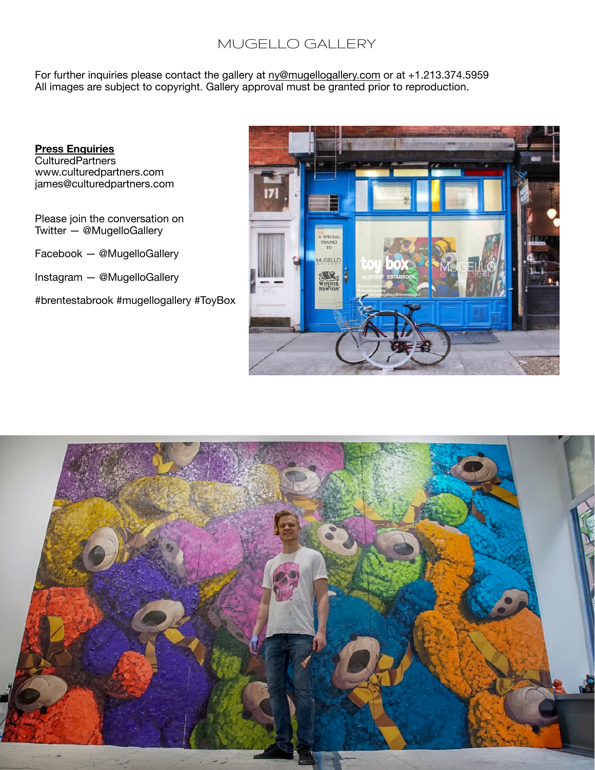MUGELLO GALLERY

For further inquiries please contact the gallery at ny@mugellogallery.com or at +1.213.374.5959
All images are subject to copyright. Gallery approval must be granted prior to reproduction.

**Press Enquiries**
CulturedPartners
www.culturedpartners.com
james@culturedpartners.com

Please join the conversation on
Twitter — @MugelloGallery

Facebook — @MugelloGallery

Instagram — @MugelloGallery

#brentestabrook #mugellogallery #ToyBox